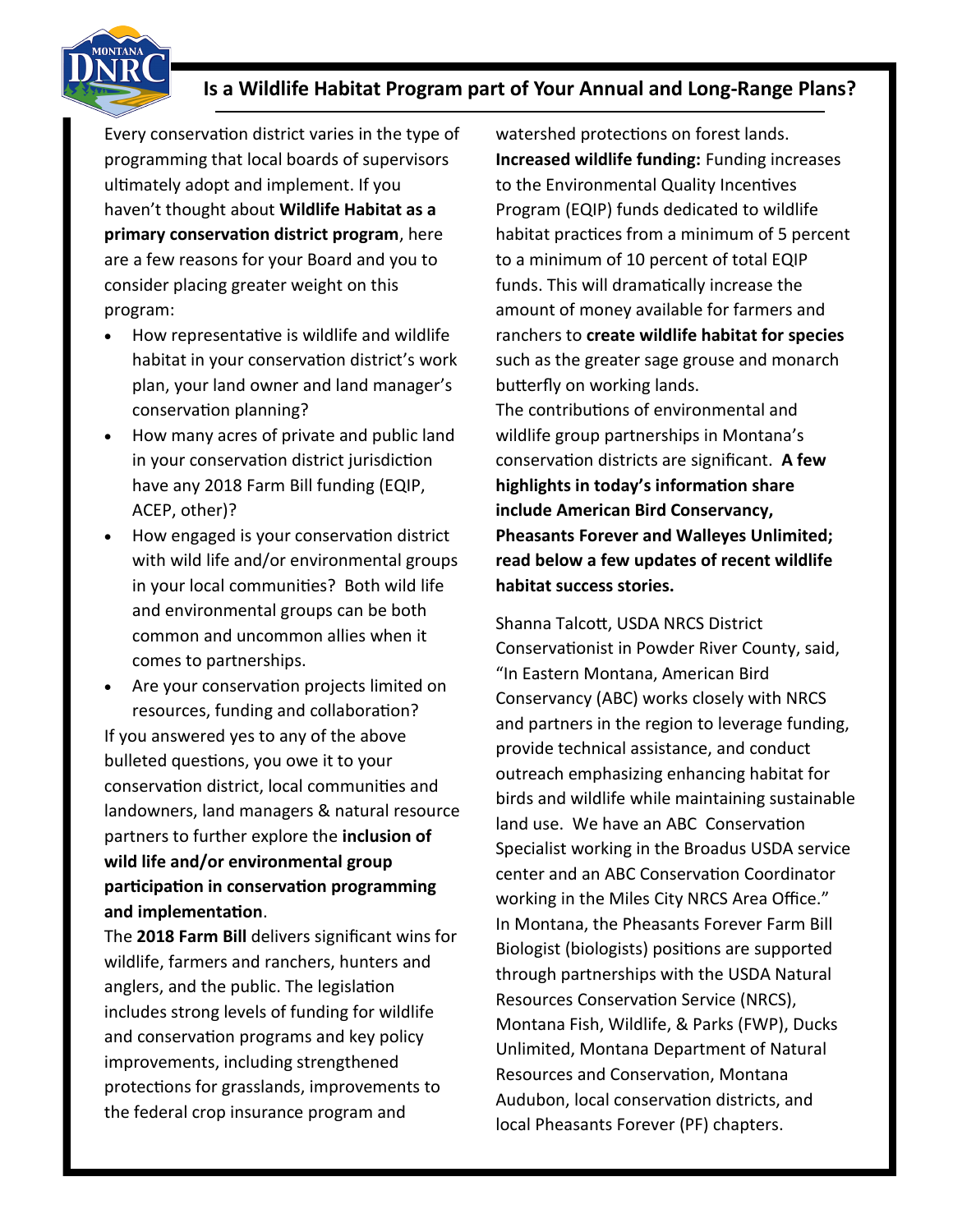## Is a Wildlife Habitat Program part of Your Annual and Long-Range Plans?

Every conservation district varies in the type of programming that local boards of supervisors ultimately adopt and implement. If you haven't thought about **Wildlife Habitat as a primary conservation district program**, here are a few reasons for your Board and you to consider placing greater weight on this program:

- How representative is wildlife and wildlife habitat in your conservation district's work plan, your land owner and land manager's conservation planning?
- How many acres of private and public land in your conservation district jurisdiction have any 2018 Farm Bill funding (EQIP, ACEP, other)?
- How engaged is your conservation district with wild life and/or environmental groups in your local communities? Both wild life and environmental groups can be both common and uncommon allies when it comes to partnerships.
- Are your conservation projects limited on resources, funding and collaboration?

If you answered yes to any of the above bulleted questions, you owe it to your conservation district, local communities and landowners, land managers & natural resource partners to further explore the **inclusion of wild life and/or environmental group participation in conservation programming and implementation**.

The **2018 Farm Bill** delivers significant wins for wildlife, farmers and ranchers, hunters and anglers, and the public. The legislation includes strong levels of funding for wildlife and conservation programs and key policy improvements, including strengthened protections for grasslands, improvements to the federal crop insurance program and watershed protections on forest lands.

**Increased wildlife funding:** Funding increases to the Environmental Quality Incentives Program (EQIP) funds dedicated to wildlife habitat practices from a minimum of 5 percent to a minimum of 10 percent of total EQIP funds. This will dramatically increase the amount of money available for farmers and ranchers to **create wildlife habitat for species** such as the greater sage grouse and monarch butterfly on working lands.

The contributions of environmental and wildlife group partnerships in Montana's conservation districts are significant. **A few highlights in today's information share include American Bird Conservancy, Pheasants Forever and Walleyes Unlimited; read below a few updates of recent wildlife habitat success stories.**

Shanna Talcott, USDA NRCS District Conservationist in Powder River County, said, "In Eastern Montana, American Bird Conservancy (ABC) works closely with NRCS and partners in the region to leverage funding, provide technical assistance, and conduct outreach emphasizing enhancing habitat for birds and wildlife while maintaining sustainable land use. We have an ABC Conservation Specialist working in the Broadus USDA service center and an ABC Conservation Coordinator working in the Miles City NRCS Area Office."

In Montana, the Pheasants Forever Farm Bill Biologist (biologists) positions are supported through partnerships with the USDA Natural Resources Conservation Service (NRCS), Montana Fish, Wildlife, & Parks (FWP), Ducks Unlimited, Montana Department of Natural Resources and Conservation, Montana Audubon, local conservation districts, and local Pheasants Forever (PF) chapters.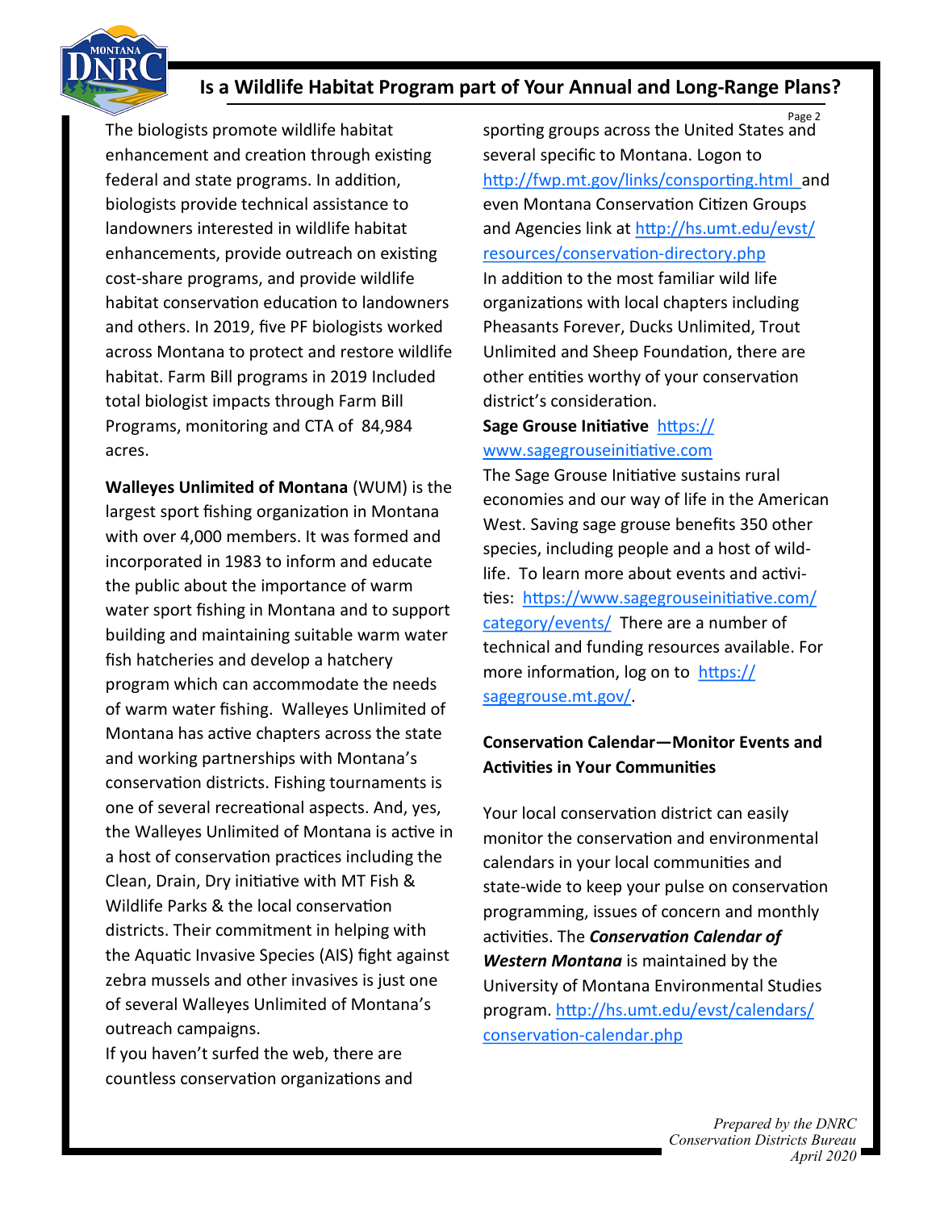## Is a Wildlife Habitat Program part of Your Annual and Long-Range Plans?

The biologists promote wildlife habitat enhancement and creation through existing federal and state programs. In addition, biologists provide technical assistance to landowners interested in wildlife habitat enhancements, provide outreach on existing cost-share programs, and provide wildlife habitat conservation education to landowners and others. In 2019, five PF biologists worked across Montana to protect and restore wildlife habitat. Farm Bill programs in 2019 Included total biologist impacts through Farm Bill Programs, monitoring and CTA of 84,984 acres.

**Walleyes Unlimited of Montana** (WUM) is the largest sport fishing organization in Montana with over 4,000 members. It was formed and incorporated in 1983 to inform and educate the public about the importance of warm water sport fishing in Montana and to support building and maintaining suitable warm water fish hatcheries and develop a hatchery program which can accommodate the needs of warm water fishing. Walleyes Unlimited of Montana has active chapters across the state and working partnerships with Montana's conservation districts. Fishing tournaments is one of several recreational aspects. And, yes, the Walleyes Unlimited of Montana is active in a host of conservation practices including the Clean, Drain, Dry initiative with MT Fish & Wildlife Parks & the local conservation districts. Their commitment in helping with the Aquatic Invasive Species (AIS) fight against zebra mussels and other invasives is just one of several Walleyes Unlimited of Montana's outreach campaigns.

If you haven't surfed the web, there are countless conservation organizations and sporting groups across the United States and several specific to Montana. Logon to http://fwp.mt.gov/links/consporting.html and even Montana Conservation Citizen Groups and Agencies link at http://hs.umt.edu/evst/resources/conservation-directory.php

In addition to the most familiar wild life organizations with local chapters including Pheasants Forever, Ducks Unlimited, Trout Unlimited and Sheep Foundation, there are other entities worthy of your conservation district's consideration.

**Sage Grouse Initiative** https://www.sagegrouseinitiative.com

The Sage Grouse Initiative sustains rural economies and our way of life in the American West. Saving sage grouse benefits 350 other species, including people and a host of wildlife. To learn more about events and activities: https://www.sagegrouseinitiative.com/category/events/ There are a number of technical and funding resources available. For more information, log on to https://sagegrouse.mt.gov/.

### Conservation Calendar—Monitor Events and Activities in Your Communities

Your local conservation district can easily monitor the conservation and environmental calendars in your local communities and state-wide to keep your pulse on conservation programming, issues of concern and monthly activities. The ***Conservation Calendar of Western Montana*** is maintained by the University of Montana Environmental Studies program. http://hs.umt.edu/evst/calendars/conservation-calendar.php

*Prepared by the DNRC*
*Conservation Districts Bureau*
*April 2020*